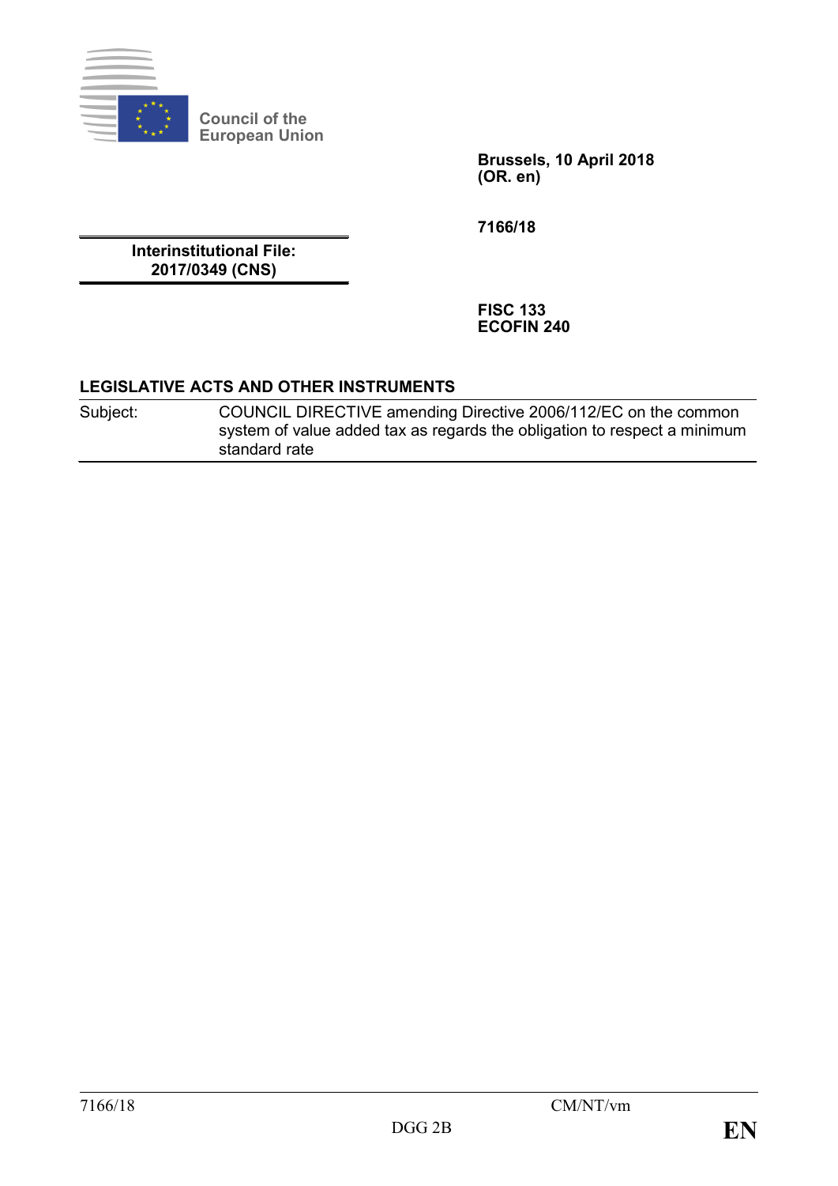**Council of the European Union**

**Brussels, 10 April 2018**
**(OR. en)**

**7166/18**

**Interinstitutional File:**
**2017/0349 (CNS)**

**FISC 133**
**ECOFIN 240**

**LEGISLATIVE ACTS AND OTHER INSTRUMENTS**

| Subject: | COUNCIL DIRECTIVE amending Directive 2006/112/EC on the common system of value added tax as regards the obligation to respect a minimum standard rate |
|---|---|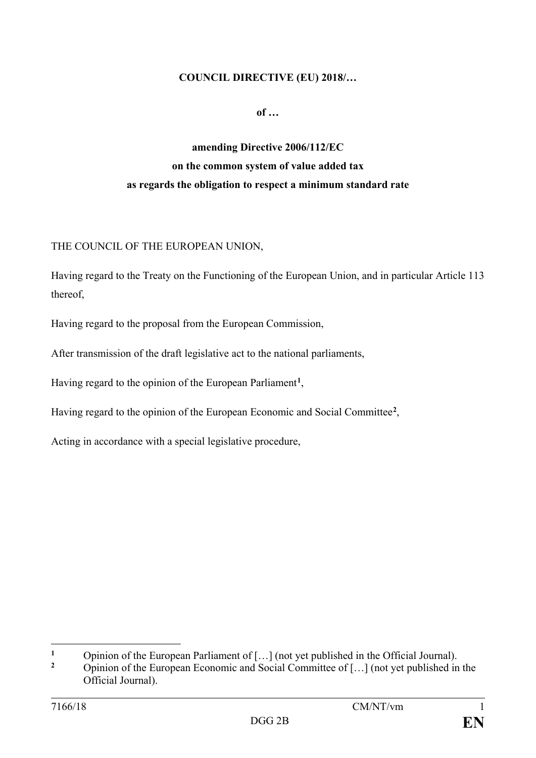**COUNCIL DIRECTIVE (EU) 2018/…**

**of …**

**amending Directive 2006/112/EC**
**on the common system of value added tax**
**as regards the obligation to respect a minimum standard rate**

THE COUNCIL OF THE EUROPEAN UNION,

Having regard to the Treaty on the Functioning of the European Union, and in particular Article 113 thereof,

Having regard to the proposal from the European Commission,

After transmission of the draft legislative act to the national parliaments,

Having regard to the opinion of the European Parliament[1],

Having regard to the opinion of the European Economic and Social Committee[2],

Acting in accordance with a special legislative procedure,

---

[1] Opinion of the European Parliament of […] (not yet published in the Official Journal).

[2] Opinion of the European Economic and Social Committee of […] (not yet published in the Official Journal).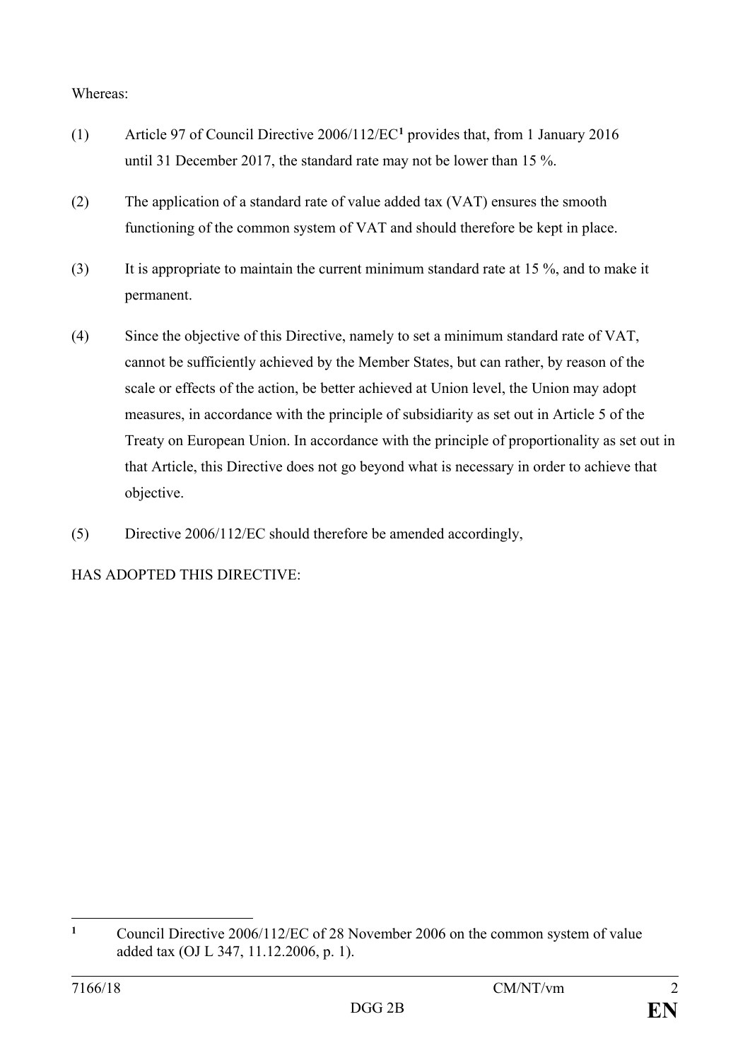Whereas:

(1) Article 97 of Council Directive 2006/112/EC[1] provides that, from 1 January 2016 until 31 December 2017, the standard rate may not be lower than 15 %.

(2) The application of a standard rate of value added tax (VAT) ensures the smooth functioning of the common system of VAT and should therefore be kept in place.

(3) It is appropriate to maintain the current minimum standard rate at 15 %, and to make it permanent.

(4) Since the objective of this Directive, namely to set a minimum standard rate of VAT, cannot be sufficiently achieved by the Member States, but can rather, by reason of the scale or effects of the action, be better achieved at Union level, the Union may adopt measures, in accordance with the principle of subsidiarity as set out in Article 5 of the Treaty on European Union. In accordance with the principle of proportionality as set out in that Article, this Directive does not go beyond what is necessary in order to achieve that objective.

(5) Directive 2006/112/EC should therefore be amended accordingly,

HAS ADOPTED THIS DIRECTIVE:

---

[1] Council Directive 2006/112/EC of 28 November 2006 on the common system of value added tax (OJ L 347, 11.12.2006, p. 1).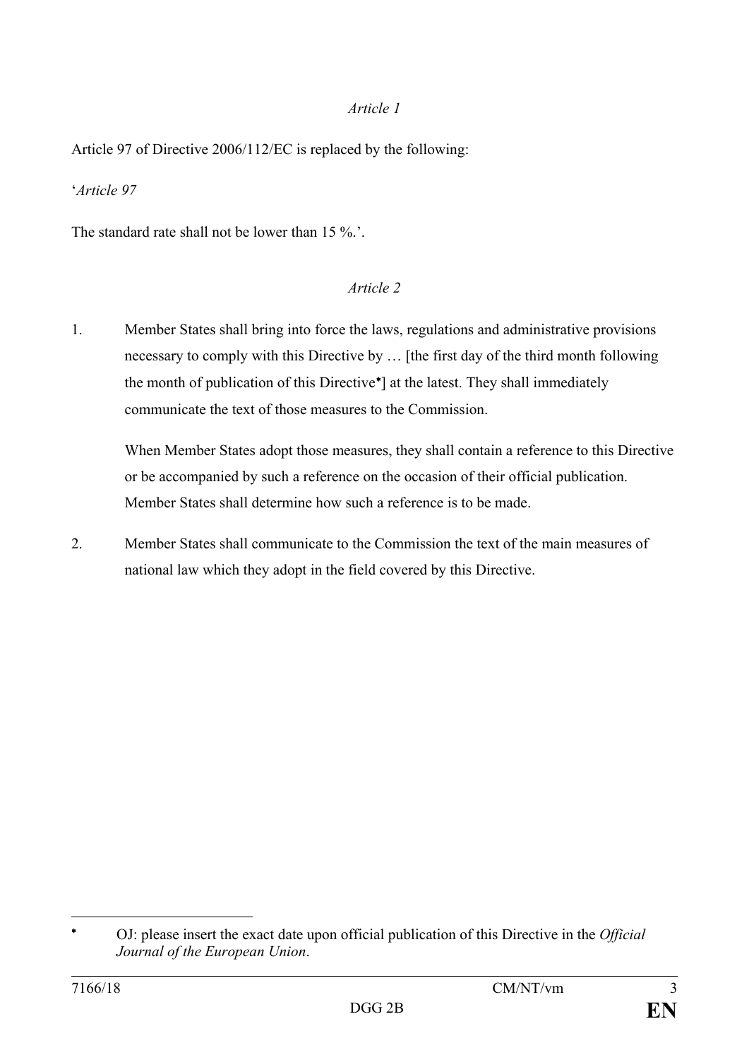*Article 1*

Article 97 of Directive 2006/112/EC is replaced by the following:

'*Article 97*

The standard rate shall not be lower than 15 %.'.

*Article 2*

1. Member States shall bring into force the laws, regulations and administrative provisions necessary to comply with this Directive by … [the first day of the third month following the month of publication of this Directive*] at the latest. They shall immediately communicate the text of those measures to the Commission.

   When Member States adopt those measures, they shall contain a reference to this Directive or be accompanied by such a reference on the occasion of their official publication. Member States shall determine how such a reference is to be made.

2. Member States shall communicate to the Commission the text of the main measures of national law which they adopt in the field covered by this Directive.

---

\* OJ: please insert the exact date upon official publication of this Directive in the *Official Journal of the European Union*.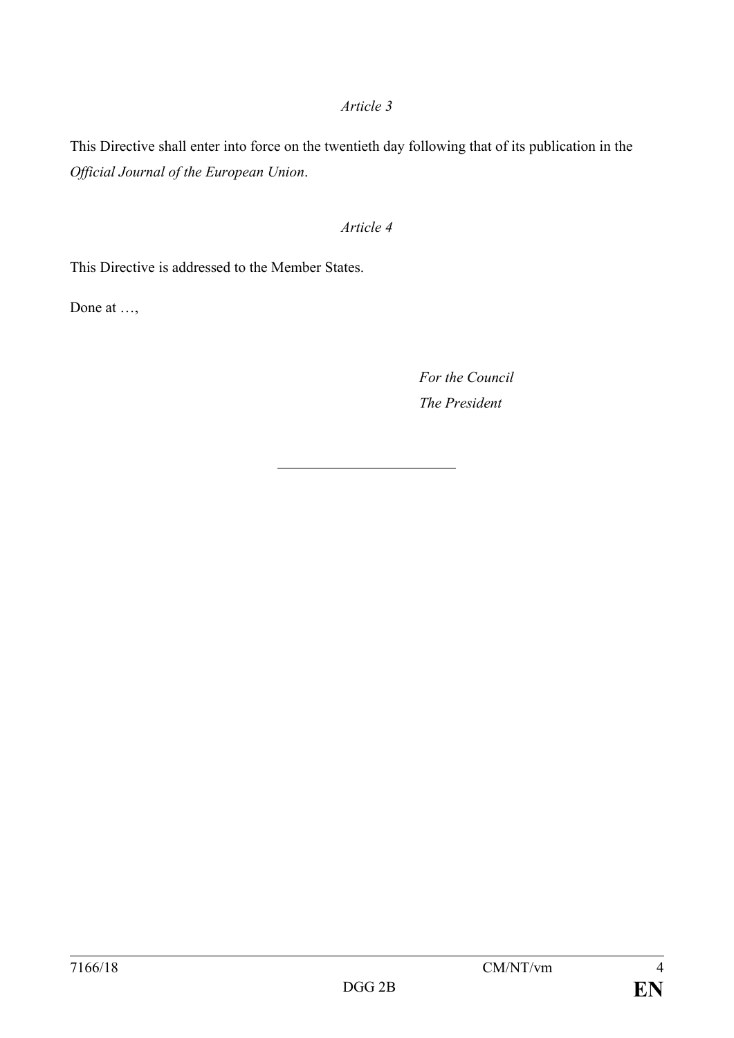*Article 3*

This Directive shall enter into force on the twentieth day following that of its publication in the *Official Journal of the European Union*.

*Article 4*

This Directive is addressed to the Member States.

Done at …,

*For the Council*
*The President*